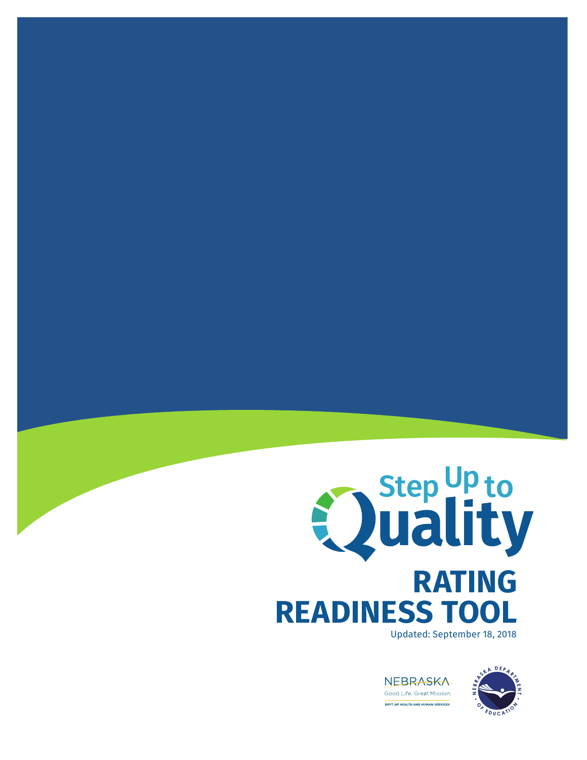# Step Up to Quality

# RATING READINESS TOOL

Updated: September 18, 2018

NEBRASKA

Good Life. Great Mission.

DEPT. OF HEALTH AND HUMAN SERVICES

NEBRASKA DEPARTMENT OF EDUCATION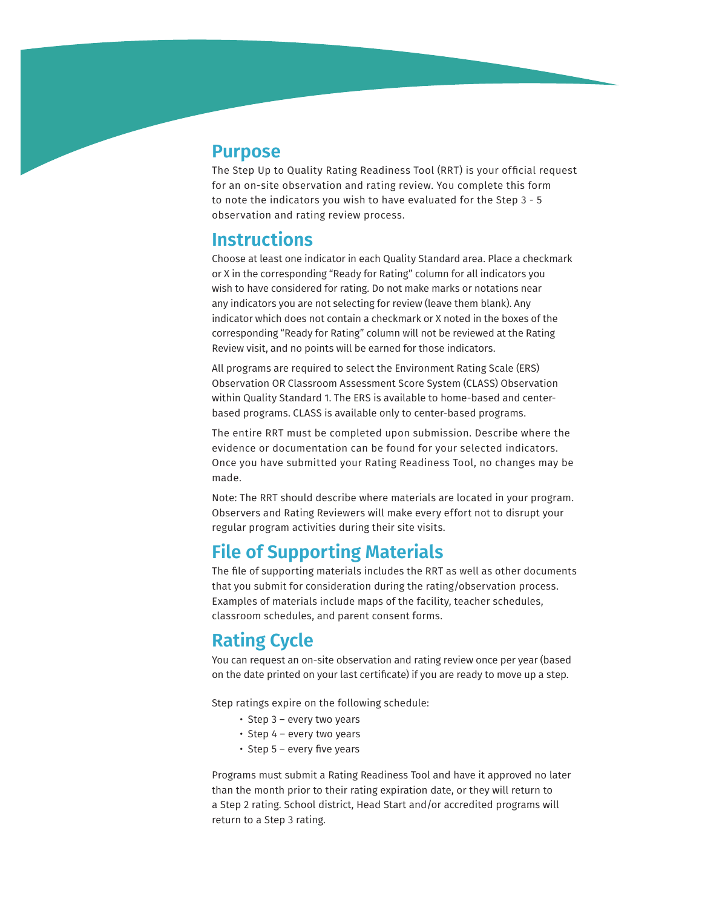## Purpose

The Step Up to Quality Rating Readiness Tool (RRT) is your official request for an on-site observation and rating review. You complete this form to note the indicators you wish to have evaluated for the Step 3 - 5 observation and rating review process.

## Instructions

Choose at least one indicator in each Quality Standard area. Place a checkmark or X in the corresponding "Ready for Rating" column for all indicators you wish to have considered for rating. Do not make marks or notations near any indicators you are not selecting for review (leave them blank). Any indicator which does not contain a checkmark or X noted in the boxes of the corresponding "Ready for Rating" column will not be reviewed at the Rating Review visit, and no points will be earned for those indicators.

All programs are required to select the Environment Rating Scale (ERS) Observation OR Classroom Assessment Score System (CLASS) Observation within Quality Standard 1. The ERS is available to home-based and center-based programs. CLASS is available only to center-based programs.

The entire RRT must be completed upon submission. Describe where the evidence or documentation can be found for your selected indicators. Once you have submitted your Rating Readiness Tool, no changes may be made.

Note: The RRT should describe where materials are located in your program. Observers and Rating Reviewers will make every effort not to disrupt your regular program activities during their site visits.

## File of Supporting Materials

The file of supporting materials includes the RRT as well as other documents that you submit for consideration during the rating/observation process. Examples of materials include maps of the facility, teacher schedules, classroom schedules, and parent consent forms.

## Rating Cycle

You can request an on-site observation and rating review once per year (based on the date printed on your last certificate) if you are ready to move up a step.

Step ratings expire on the following schedule:

- Step 3 – every two years
- Step 4 – every two years
- Step 5 – every five years

Programs must submit a Rating Readiness Tool and have it approved no later than the month prior to their rating expiration date, or they will return to a Step 2 rating. School district, Head Start and/or accredited programs will return to a Step 3 rating.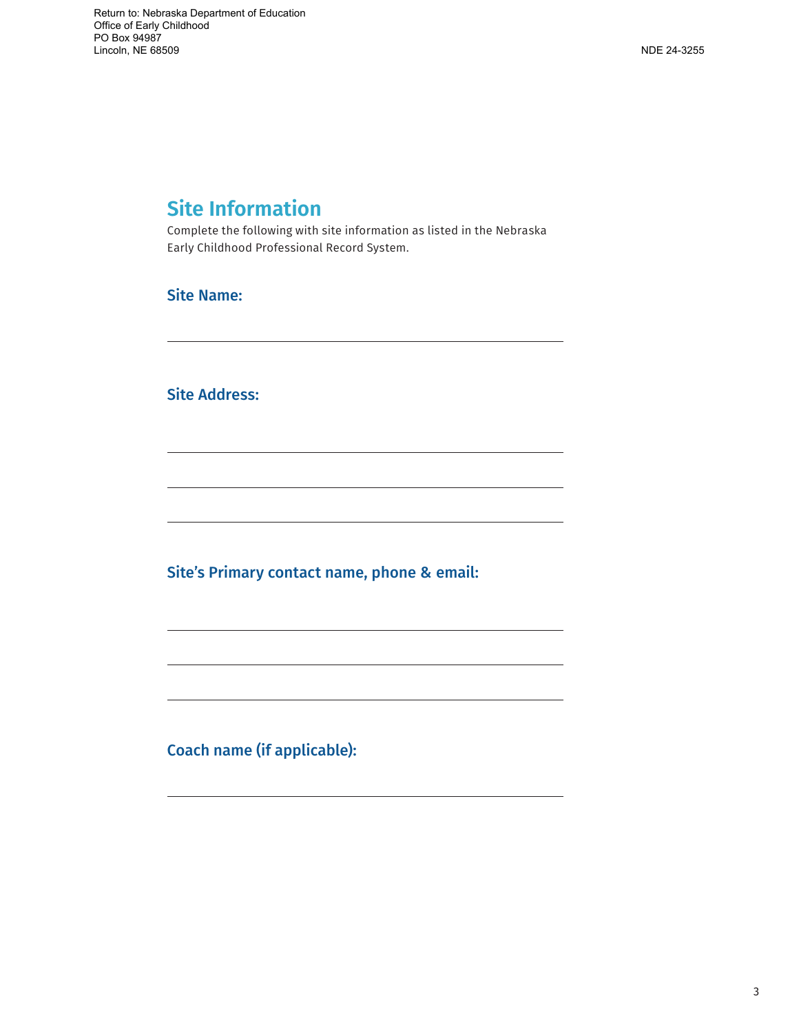Return to: Nebraska Department of Education
Office of Early Childhood
PO Box 94987
Lincoln, NE 68509

NDE 24-3255

## Site Information

Complete the following with site information as listed in the Nebraska Early Childhood Professional Record System.

### Site Name:

\_\_\_\_\_\_\_\_\_\_\_\_\_\_\_\_\_\_\_\_\_\_\_\_\_\_\_\_\_\_\_\_\_\_\_\_\_\_\_\_\_\_\_\_

### Site Address:

\_\_\_\_\_\_\_\_\_\_\_\_\_\_\_\_\_\_\_\_\_\_\_\_\_\_\_\_\_\_\_\_\_\_\_\_\_\_\_\_\_\_\_\_

\_\_\_\_\_\_\_\_\_\_\_\_\_\_\_\_\_\_\_\_\_\_\_\_\_\_\_\_\_\_\_\_\_\_\_\_\_\_\_\_\_\_\_\_

\_\_\_\_\_\_\_\_\_\_\_\_\_\_\_\_\_\_\_\_\_\_\_\_\_\_\_\_\_\_\_\_\_\_\_\_\_\_\_\_\_\_\_\_

### Site's Primary contact name, phone & email:

\_\_\_\_\_\_\_\_\_\_\_\_\_\_\_\_\_\_\_\_\_\_\_\_\_\_\_\_\_\_\_\_\_\_\_\_\_\_\_\_\_\_\_\_

\_\_\_\_\_\_\_\_\_\_\_\_\_\_\_\_\_\_\_\_\_\_\_\_\_\_\_\_\_\_\_\_\_\_\_\_\_\_\_\_\_\_\_\_

\_\_\_\_\_\_\_\_\_\_\_\_\_\_\_\_\_\_\_\_\_\_\_\_\_\_\_\_\_\_\_\_\_\_\_\_\_\_\_\_\_\_\_\_

### Coach name (if applicable):

\_\_\_\_\_\_\_\_\_\_\_\_\_\_\_\_\_\_\_\_\_\_\_\_\_\_\_\_\_\_\_\_\_\_\_\_\_\_\_\_\_\_\_\_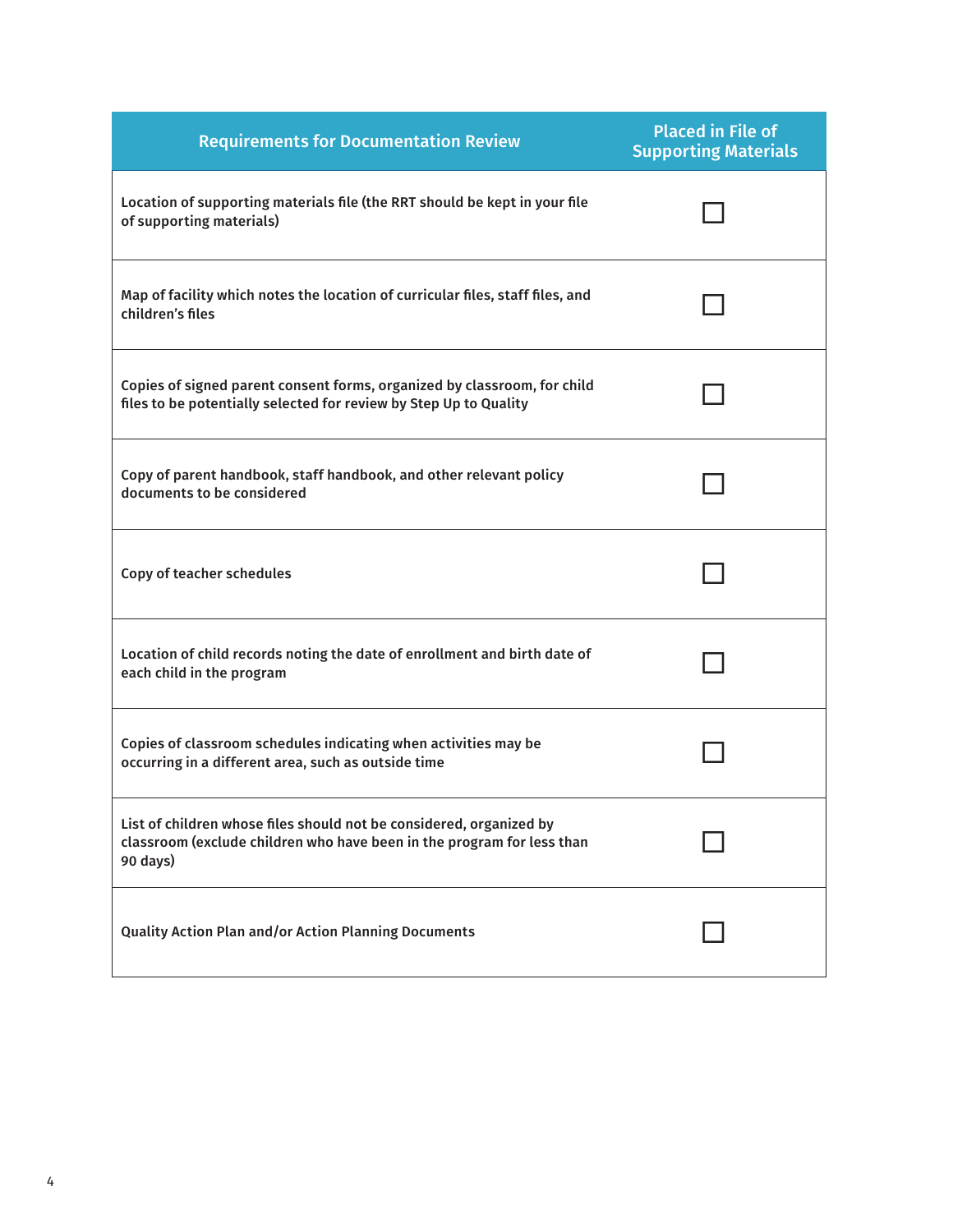| Requirements for Documentation Review | Placed in File of Supporting Materials |
|---|---|
| Location of supporting materials file (the RRT should be kept in your file of supporting materials) | ☐ |
| Map of facility which notes the location of curricular files, staff files, and children's files | ☐ |
| Copies of signed parent consent forms, organized by classroom, for child files to be potentially selected for review by Step Up to Quality | ☐ |
| Copy of parent handbook, staff handbook, and other relevant policy documents to be considered | ☐ |
| Copy of teacher schedules | ☐ |
| Location of child records noting the date of enrollment and birth date of each child in the program | ☐ |
| Copies of classroom schedules indicating when activities may be occurring in a different area, such as outside time | ☐ |
| List of children whose files should not be considered, organized by classroom (exclude children who have been in the program for less than 90 days) | ☐ |
| Quality Action Plan and/or Action Planning Documents | ☐ |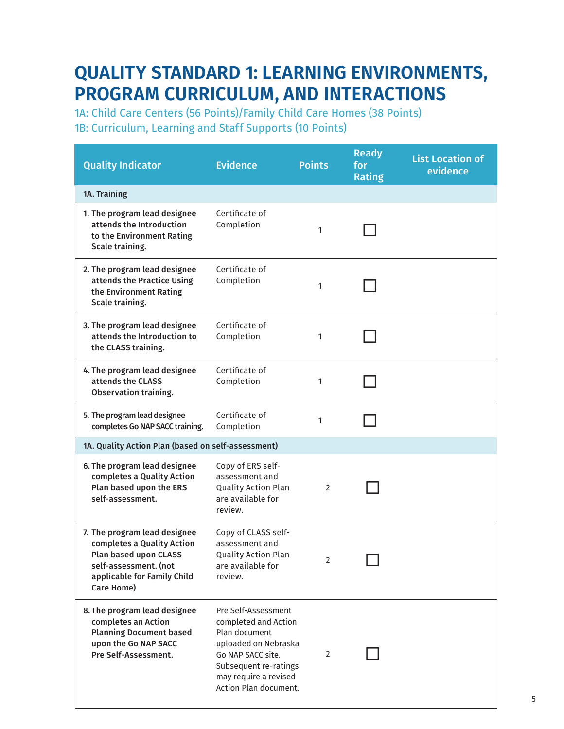# QUALITY STANDARD 1: LEARNING ENVIRONMENTS, PROGRAM CURRICULUM, AND INTERACTIONS

1A: Child Care Centers (56 Points)/Family Child Care Homes (38 Points)

1B: Curriculum, Learning and Staff Supports (10 Points)

| Quality Indicator | Evidence | Points | Ready for Rating | List Location of evidence |
|---|---|---|---|---|
| **1A. Training** | | | | |
| **1. The program lead designee attends the Introduction to the Environment Rating Scale training.** | Certificate of Completion | 1 | ☐ | |
| **2. The program lead designee attends the Practice Using the Environment Rating Scale training.** | Certificate of Completion | 1 | ☐ | |
| **3. The program lead designee attends the Introduction to the CLASS training.** | Certificate of Completion | 1 | ☐ | |
| **4. The program lead designee attends the CLASS Observation training.** | Certificate of Completion | 1 | ☐ | |
| **5. The program lead designee completes Go NAP SACC training.** | Certificate of Completion | 1 | ☐ | |
| **1A. Quality Action Plan (based on self-assessment)** | | | | |
| **6. The program lead designee completes a Quality Action Plan based upon the ERS self-assessment.** | Copy of ERS self-assessment and Quality Action Plan are available for review. | 2 | ☐ | |
| **7. The program lead designee completes a Quality Action Plan based upon CLASS self-assessment. (not applicable for Family Child Care Home)** | Copy of CLASS self-assessment and Quality Action Plan are available for review. | 2 | ☐ | |
| **8. The program lead designee completes an Action Planning Document based upon the Go NAP SACC Pre Self-Assessment.** | Pre Self-Assessment completed and Action Plan document uploaded on Nebraska Go NAP SACC site. Subsequent re-ratings may require a revised Action Plan document. | 2 | ☐ | |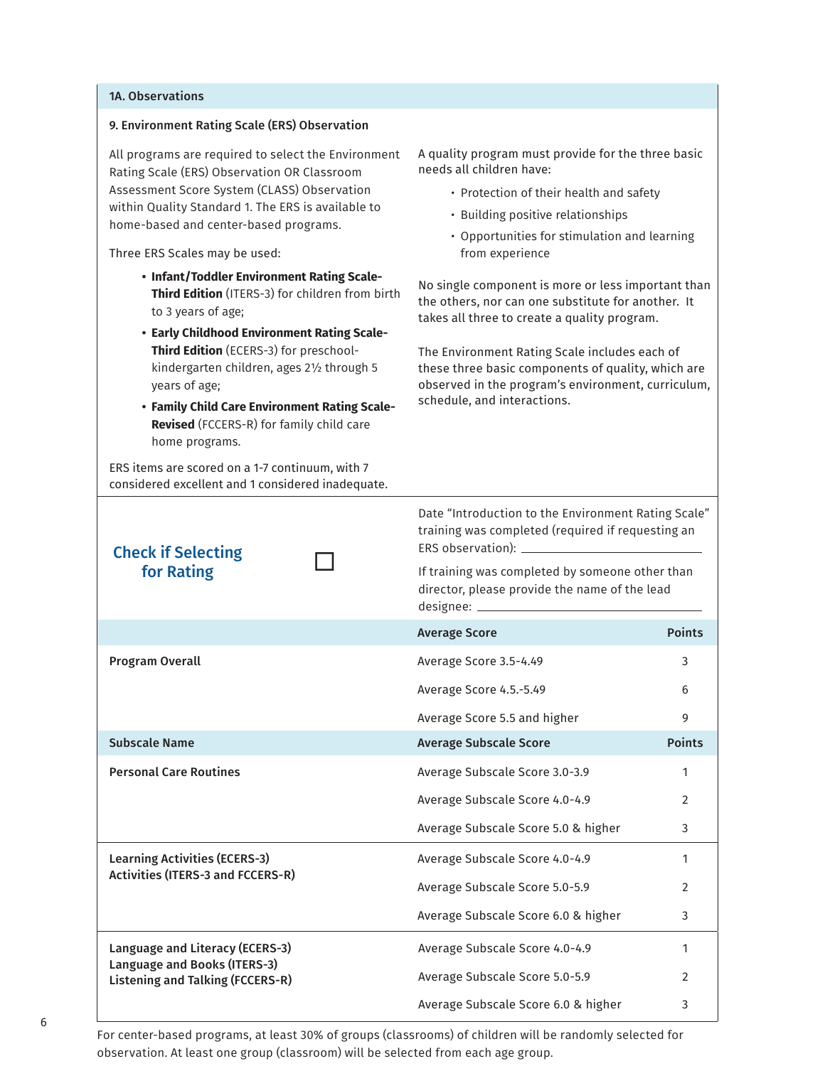## 1A. Observations

### 9. Environment Rating Scale (ERS) Observation

All programs are required to select the Environment Rating Scale (ERS) Observation OR Classroom Assessment Score System (CLASS) Observation within Quality Standard 1. The ERS is available to home-based and center-based programs.

Three ERS Scales may be used:

- **Infant/Toddler Environment Rating Scale-Third Edition** (ITERS-3) for children from birth to 3 years of age;
- **Early Childhood Environment Rating Scale-Third Edition** (ECERS-3) for preschool-kindergarten children, ages 2½ through 5 years of age;
- **Family Child Care Environment Rating Scale-Revised** (FCCERS-R) for family child care home programs.

ERS items are scored on a 1-7 continuum, with 7 considered excellent and 1 considered inadequate.

A quality program must provide for the three basic needs all children have:

- Protection of their health and safety
- Building positive relationships
- Opportunities for stimulation and learning from experience

No single component is more or less important than the others, nor can one substitute for another. It takes all three to create a quality program.

The Environment Rating Scale includes each of these three basic components of quality, which are observed in the program's environment, curriculum, schedule, and interactions.

**Check if Selecting for Rating** ☐

Date "Introduction to the Environment Rating Scale" training was completed (required if requesting an ERS observation): ____________________

If training was completed by someone other than director, please provide the name of the lead designee: ____________________

| | Average Score | Points |
|---|---|---|
| **Program Overall** | Average Score 3.5-4.49 | 3 |
| | Average Score 4.5.-5.49 | 6 |
| | Average Score 5.5 and higher | 9 |
| **Subscale Name** | **Average Subscale Score** | **Points** |
| **Personal Care Routines** | Average Subscale Score 3.0-3.9 | 1 |
| | Average Subscale Score 4.0-4.9 | 2 |
| | Average Subscale Score 5.0 & higher | 3 |
| **Learning Activities (ECERS-3)**<br>**Activities (ITERS-3 and FCCERS-R)** | Average Subscale Score 4.0-4.9 | 1 |
| | Average Subscale Score 5.0-5.9 | 2 |
| | Average Subscale Score 6.0 & higher | 3 |
| **Language and Literacy (ECERS-3)**<br>**Language and Books (ITERS-3)**<br>**Listening and Talking (FCCERS-R)** | Average Subscale Score 4.0-4.9 | 1 |
| | Average Subscale Score 5.0-5.9 | 2 |
| | Average Subscale Score 6.0 & higher | 3 |

For center-based programs, at least 30% of groups (classrooms) of children will be randomly selected for observation. At least one group (classroom) will be selected from each age group.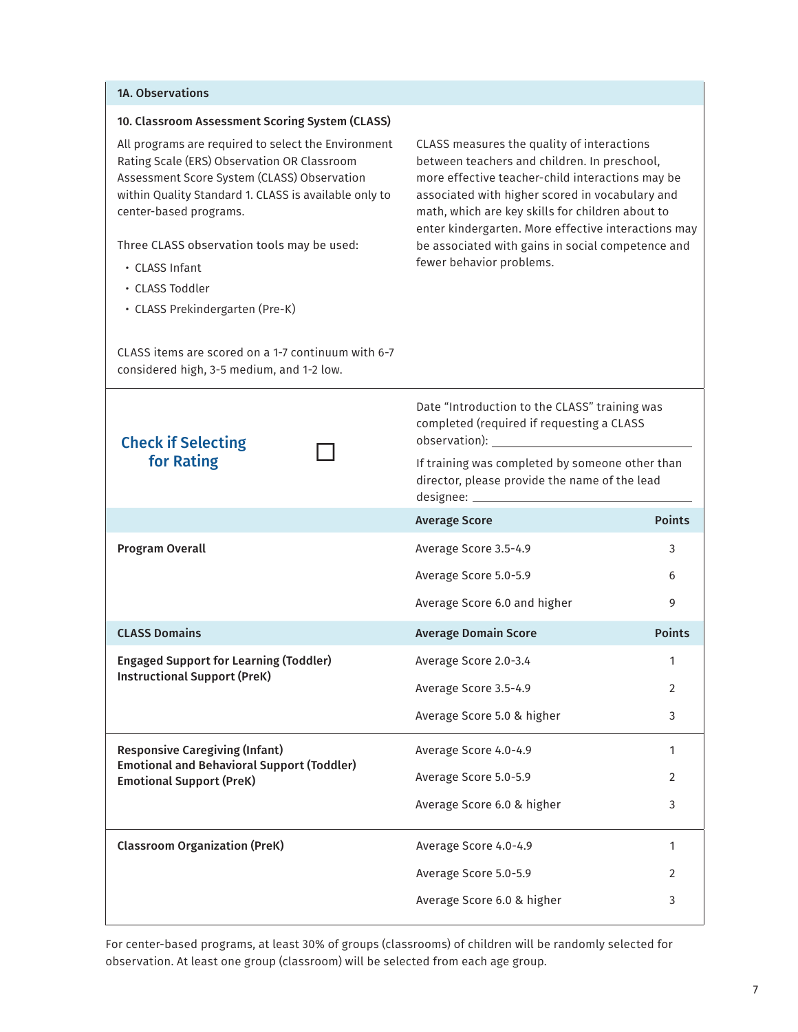## 1A. Observations

### 10. Classroom Assessment Scoring System (CLASS)

All programs are required to select the Environment Rating Scale (ERS) Observation OR Classroom Assessment Score System (CLASS) Observation within Quality Standard 1. CLASS is available only to center-based programs.

Three CLASS observation tools may be used:

- CLASS Infant
- CLASS Toddler
- CLASS Prekindergarten (Pre-K)

CLASS items are scored on a 1-7 continuum with 6-7 considered high, 3-5 medium, and 1-2 low.

CLASS measures the quality of interactions between teachers and children. In preschool, more effective teacher-child interactions may be associated with higher scored in vocabulary and math, which are key skills for children about to enter kindergarten. More effective interactions may be associated with gains in social competence and fewer behavior problems.

**Check if Selecting for Rating** ☐

Date "Introduction to the CLASS" training was completed (required if requesting a CLASS observation): ______________________

If training was completed by someone other than director, please provide the name of the lead designee: ______________________

| | Average Score | Points |
|---|---|---|
| **Program Overall** | Average Score 3.5-4.9 | 3 |
| | Average Score 5.0-5.9 | 6 |
| | Average Score 6.0 and higher | 9 |
| **CLASS Domains** | **Average Domain Score** | **Points** |
| **Engaged Support for Learning (Toddler)**<br>**Instructional Support (PreK)** | Average Score 2.0-3.4 | 1 |
| | Average Score 3.5-4.9 | 2 |
| | Average Score 5.0 & higher | 3 |
| **Responsive Caregiving (Infant)**<br>**Emotional and Behavioral Support (Toddler)**<br>**Emotional Support (PreK)** | Average Score 4.0-4.9 | 1 |
| | Average Score 5.0-5.9 | 2 |
| | Average Score 6.0 & higher | 3 |
| **Classroom Organization (PreK)** | Average Score 4.0-4.9 | 1 |
| | Average Score 5.0-5.9 | 2 |
| | Average Score 6.0 & higher | 3 |

For center-based programs, at least 30% of groups (classrooms) of children will be randomly selected for observation. At least one group (classroom) will be selected from each age group.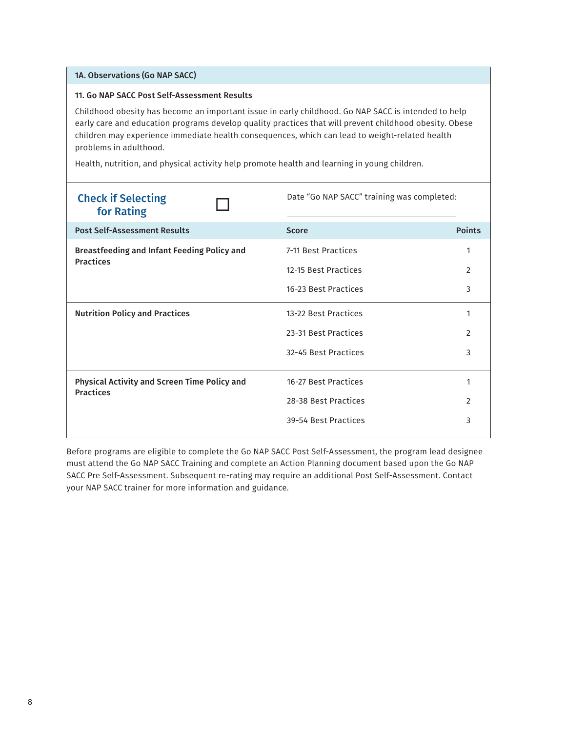### 1A. Observations (Go NAP SACC)

**11. Go NAP SACC Post Self-Assessment Results**

Childhood obesity has become an important issue in early childhood. Go NAP SACC is intended to help early care and education programs develop quality practices that will prevent childhood obesity. Obese children may experience immediate health consequences, which can lead to weight-related health problems in adulthood.

Health, nutrition, and physical activity help promote health and learning in young children.

**Check if Selecting for Rating** ☐

Date "Go NAP SACC" training was completed: ______________________

| Post Self-Assessment Results | Score | Points |
|---|---|---|
| **Breastfeeding and Infant Feeding Policy and Practices** | 7-11 Best Practices | 1 |
| | 12-15 Best Practices | 2 |
| | 16-23 Best Practices | 3 |
| **Nutrition Policy and Practices** | 13-22 Best Practices | 1 |
| | 23-31 Best Practices | 2 |
| | 32-45 Best Practices | 3 |
| **Physical Activity and Screen Time Policy and Practices** | 16-27 Best Practices | 1 |
| | 28-38 Best Practices | 2 |
| | 39-54 Best Practices | 3 |

Before programs are eligible to complete the Go NAP SACC Post Self-Assessment, the program lead designee must attend the Go NAP SACC Training and complete an Action Planning document based upon the Go NAP SACC Pre Self-Assessment. Subsequent re-rating may require an additional Post Self-Assessment. Contact your NAP SACC trainer for more information and guidance.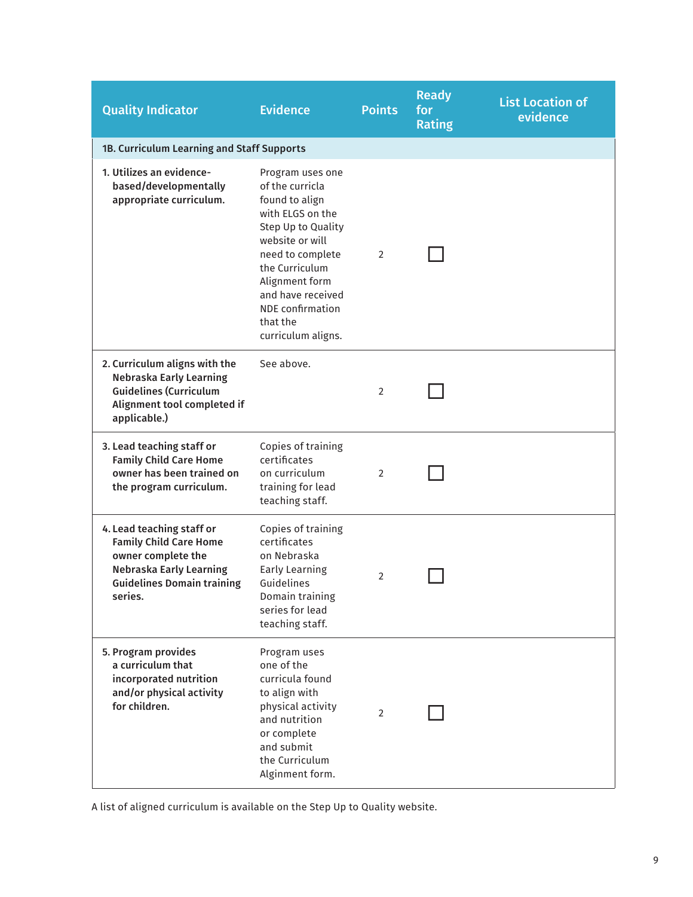| Quality Indicator | Evidence | Points | Ready for Rating | List Location of evidence |
|---|---|---|---|---|
| **1B. Curriculum Learning and Staff Supports** | | | | |
| **1. Utilizes an evidence-based/developmentally appropriate curriculum.** | Program uses one of the curricula found to align with ELGS on the Step Up to Quality website or will need to complete the Curriculum Alignment form and have received NDE confirmation that the curriculum aligns. | 2 | ☐ | |
| **2. Curriculum aligns with the Nebraska Early Learning Guidelines (Curriculum Alignment tool completed if applicable.)** | See above. | 2 | ☐ | |
| **3. Lead teaching staff or Family Child Care Home owner has been trained on the program curriculum.** | Copies of training certificates on curriculum training for lead teaching staff. | 2 | ☐ | |
| **4. Lead teaching staff or Family Child Care Home owner complete the Nebraska Early Learning Guidelines Domain training series.** | Copies of training certificates on Nebraska Early Learning Guidelines Domain training series for lead teaching staff. | 2 | ☐ | |
| **5. Program provides a curriculum that incorporated nutrition and/or physical activity for children.** | Program uses one of the curricula found to align with physical activity and nutrition or complete and submit the Curriculum Alginment form. | 2 | ☐ | |

A list of aligned curriculum is available on the Step Up to Quality website.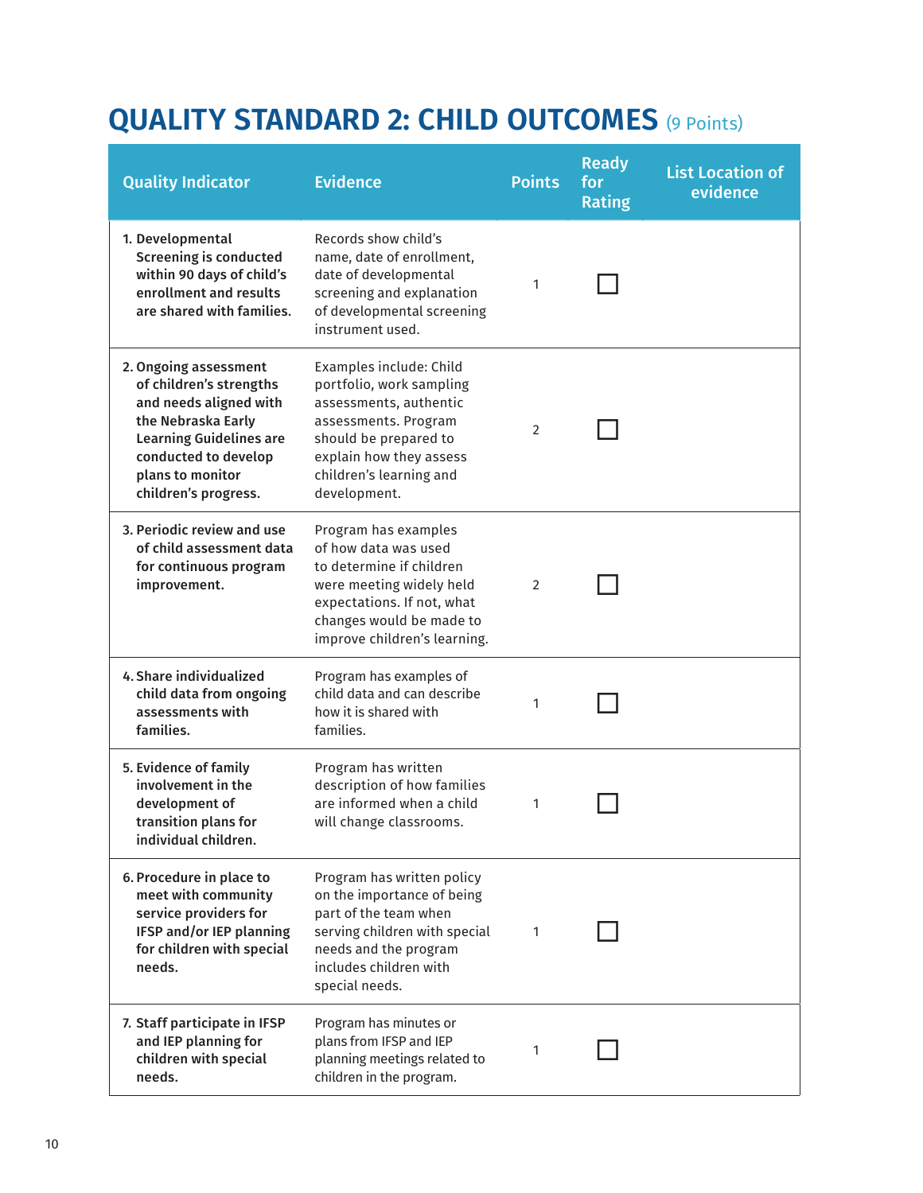# QUALITY STANDARD 2: CHILD OUTCOMES (9 Points)

| Quality Indicator | Evidence | Points | Ready for Rating | List Location of evidence |
|---|---|---|---|---|
| **1. Developmental Screening is conducted within 90 days of child's enrollment and results are shared with families.** | Records show child's name, date of enrollment, date of developmental screening and explanation of developmental screening instrument used. | 1 | ☐ | |
| **2. Ongoing assessment of children's strengths and needs aligned with the Nebraska Early Learning Guidelines are conducted to develop plans to monitor children's progress.** | Examples include: Child portfolio, work sampling assessments, authentic assessments. Program should be prepared to explain how they assess children's learning and development. | 2 | ☐ | |
| **3. Periodic review and use of child assessment data for continuous program improvement.** | Program has examples of how data was used to determine if children were meeting widely held expectations. If not, what changes would be made to improve children's learning. | 2 | ☐ | |
| **4. Share individualized child data from ongoing assessments with families.** | Program has examples of child data and can describe how it is shared with families. | 1 | ☐ | |
| **5. Evidence of family involvement in the development of transition plans for individual children.** | Program has written description of how families are informed when a child will change classrooms. | 1 | ☐ | |
| **6. Procedure in place to meet with community service providers for IFSP and/or IEP planning for children with special needs.** | Program has written policy on the importance of being part of the team when serving children with special needs and the program includes children with special needs. | 1 | ☐ | |
| **7. Staff participate in IFSP and IEP planning for children with special needs.** | Program has minutes or plans from IFSP and IEP planning meetings related to children in the program. | 1 | ☐ | |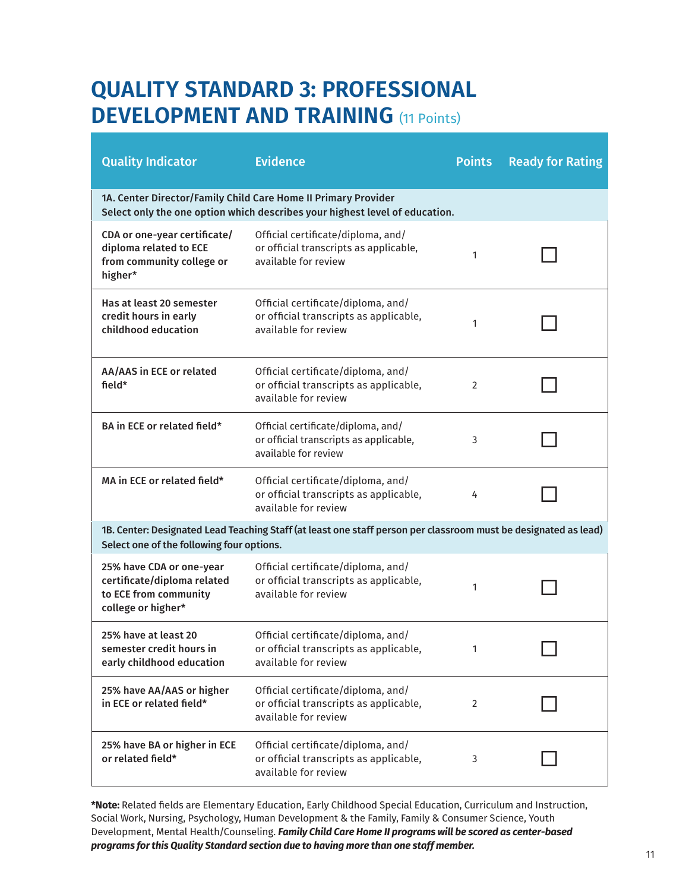# QUALITY STANDARD 3: PROFESSIONAL DEVELOPMENT AND TRAINING (11 Points)

| Quality Indicator | Evidence | Points | Ready for Rating |
|---|---|---|---|
| **1A. Center Director/Family Child Care Home II Primary Provider** **Select only the one option which describes your highest level of education.** | | | |
| **CDA or one-year certificate/ diploma related to ECE from community college or higher*** | Official certificate/diploma, and/ or official transcripts as applicable, available for review | 1 | ☐ |
| **Has at least 20 semester credit hours in early childhood education** | Official certificate/diploma, and/ or official transcripts as applicable, available for review | 1 | ☐ |
| **AA/AAS in ECE or related field*** | Official certificate/diploma, and/ or official transcripts as applicable, available for review | 2 | ☐ |
| **BA in ECE or related field*** | Official certificate/diploma, and/ or official transcripts as applicable, available for review | 3 | ☐ |
| **MA in ECE or related field*** | Official certificate/diploma, and/ or official transcripts as applicable, available for review | 4 | ☐ |
| **1B. Center: Designated Lead Teaching Staff (at least one staff person per classroom must be designated as lead)** **Select one of the following four options.** | | | |
| **25% have CDA or one-year certificate/diploma related to ECE from community college or higher*** | Official certificate/diploma, and/ or official transcripts as applicable, available for review | 1 | ☐ |
| **25% have at least 20 semester credit hours in early childhood education** | Official certificate/diploma, and/ or official transcripts as applicable, available for review | 1 | ☐ |
| **25% have AA/AAS or higher in ECE or related field*** | Official certificate/diploma, and/ or official transcripts as applicable, available for review | 2 | ☐ |
| **25% have BA or higher in ECE or related field*** | Official certificate/diploma, and/ or official transcripts as applicable, available for review | 3 | ☐ |

***Note:** Related fields are Elementary Education, Early Childhood Special Education, Curriculum and Instruction, Social Work, Nursing, Psychology, Human Development & the Family, Family & Consumer Science, Youth Development, Mental Health/Counseling. ***Family Child Care Home II programs will be scored as center-based programs for this Quality Standard section due to having more than one staff member.***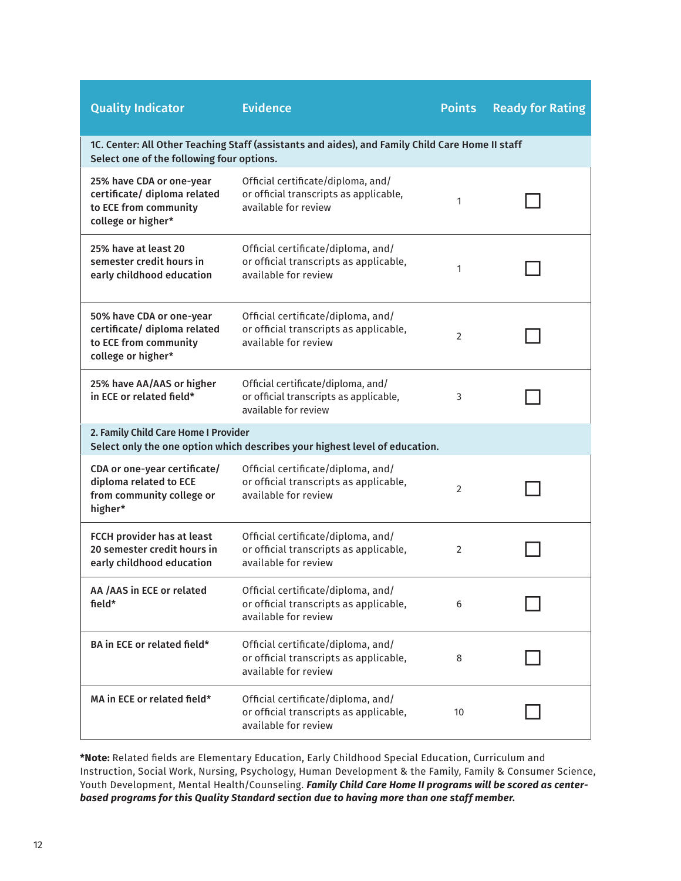| Quality Indicator | Evidence | Points | Ready for Rating |
|---|---|---|---|
| **1C. Center: All Other Teaching Staff (assistants and aides), and Family Child Care Home II staff Select one of the following four options.** | | | |
| **25% have CDA or one-year certificate/ diploma related to ECE from community college or higher*** | Official certificate/diploma, and/ or official transcripts as applicable, available for review | 1 | ☐ |
| **25% have at least 20 semester credit hours in early childhood education** | Official certificate/diploma, and/ or official transcripts as applicable, available for review | 1 | ☐ |
| **50% have CDA or one-year certificate/ diploma related to ECE from community college or higher*** | Official certificate/diploma, and/ or official transcripts as applicable, available for review | 2 | ☐ |
| **25% have AA/AAS or higher in ECE or related field*** | Official certificate/diploma, and/ or official transcripts as applicable, available for review | 3 | ☐ |
| **2. Family Child Care Home I Provider Select only the one option which describes your highest level of education.** | | | |
| **CDA or one-year certificate/ diploma related to ECE from community college or higher*** | Official certificate/diploma, and/ or official transcripts as applicable, available for review | 2 | ☐ |
| **FCCH provider has at least 20 semester credit hours in early childhood education** | Official certificate/diploma, and/ or official transcripts as applicable, available for review | 2 | ☐ |
| **AA /AAS in ECE or related field*** | Official certificate/diploma, and/ or official transcripts as applicable, available for review | 6 | ☐ |
| **BA in ECE or related field*** | Official certificate/diploma, and/ or official transcripts as applicable, available for review | 8 | ☐ |
| **MA in ECE or related field*** | Official certificate/diploma, and/ or official transcripts as applicable, available for review | 10 | ☐ |

***Note:** Related fields are Elementary Education, Early Childhood Special Education, Curriculum and Instruction, Social Work, Nursing, Psychology, Human Development & the Family, Family & Consumer Science, Youth Development, Mental Health/Counseling. ***Family Child Care Home II programs will be scored as center-based programs for this Quality Standard section due to having more than one staff member.***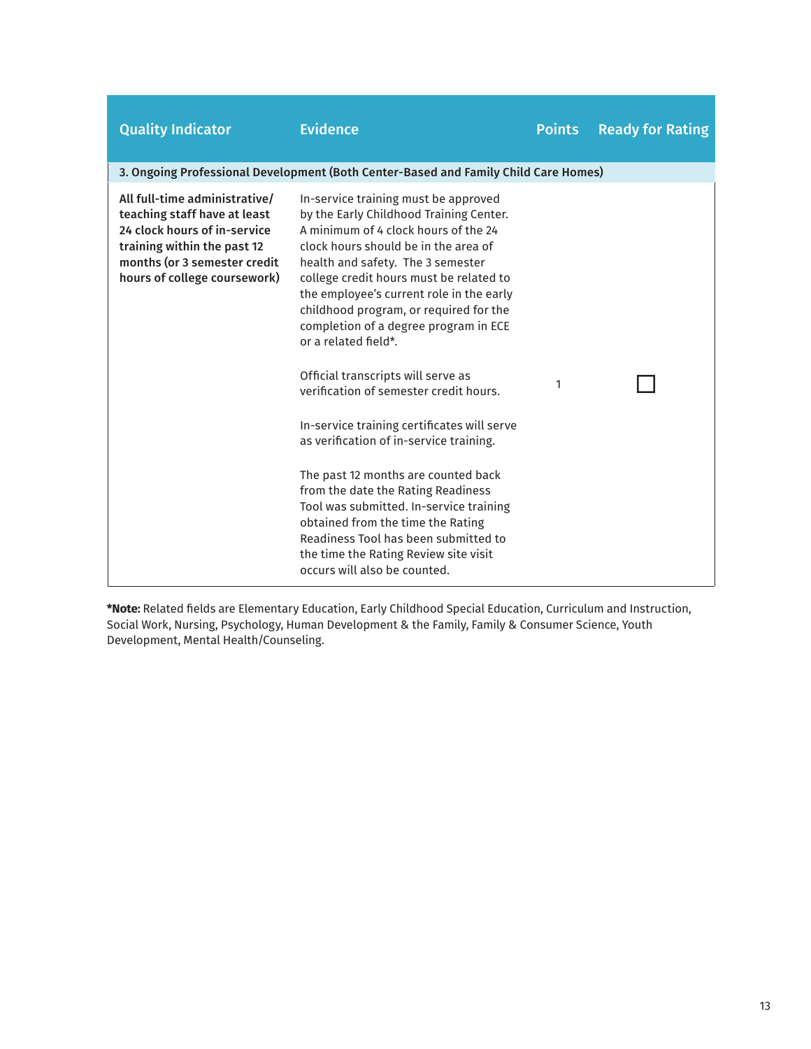| Quality Indicator | Evidence | Points | Ready for Rating |
|---|---|---|---|
| **3. Ongoing Professional Development (Both Center-Based and Family Child Care Homes)** | | | |
| **All full-time administrative/ teaching staff have at least 24 clock hours of in-service training within the past 12 months (or 3 semester credit hours of college coursework)** | In-service training must be approved by the Early Childhood Training Center. A minimum of 4 clock hours of the 24 clock hours should be in the area of health and safety. The 3 semester college credit hours must be related to the employee's current role in the early childhood program, or required for the completion of a degree program in ECE or a related field*.<br><br>Official transcripts will serve as verification of semester credit hours.<br><br>In-service training certificates will serve as verification of in-service training.<br><br>The past 12 months are counted back from the date the Rating Readiness Tool was submitted. In-service training obtained from the time the Rating Readiness Tool has been submitted to the time the Rating Review site visit occurs will also be counted. | 1 | ☐ |

***Note:** Related fields are Elementary Education, Early Childhood Special Education, Curriculum and Instruction, Social Work, Nursing, Psychology, Human Development & the Family, Family & Consumer Science, Youth Development, Mental Health/Counseling.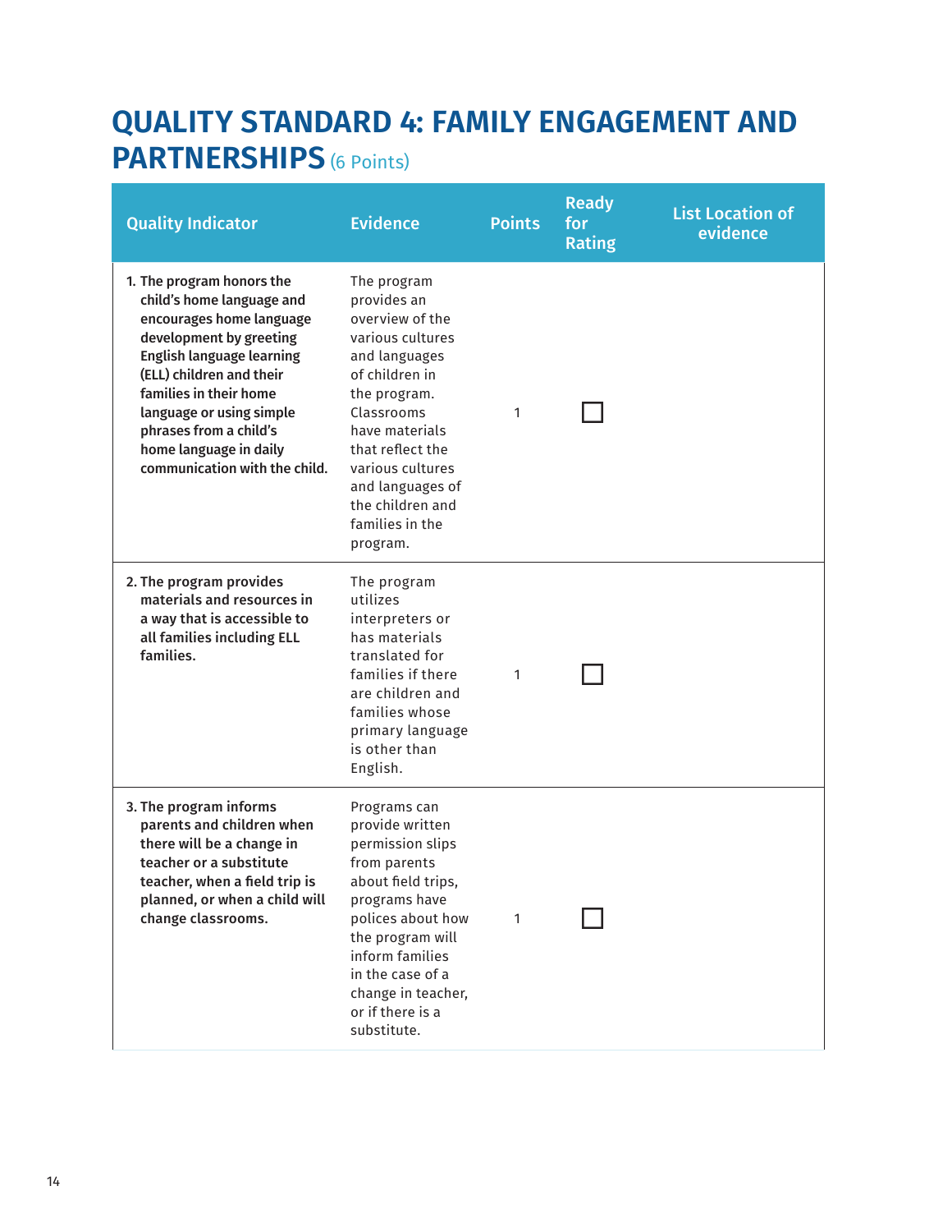# QUALITY STANDARD 4: FAMILY ENGAGEMENT AND PARTNERSHIPS (6 Points)

| Quality Indicator | Evidence | Points | Ready for Rating | List Location of evidence |
|---|---|---|---|---|
| **1. The program honors the child's home language and encourages home language development by greeting English language learning (ELL) children and their families in their home language or using simple phrases from a child's home language in daily communication with the child.** | The program provides an overview of the various cultures and languages of children in the program. Classrooms have materials that reflect the various cultures and languages of the children and families in the program. | 1 | ☐ | |
| **2. The program provides materials and resources in a way that is accessible to all families including ELL families.** | The program utilizes interpreters or has materials translated for families if there are children and families whose primary language is other than English. | 1 | ☐ | |
| **3. The program informs parents and children when there will be a change in teacher or a substitute teacher, when a field trip is planned, or when a child will change classrooms.** | Programs can provide written permission slips from parents about field trips, programs have polices about how the program will inform families in the case of a change in teacher, or if there is a substitute. | 1 | ☐ | |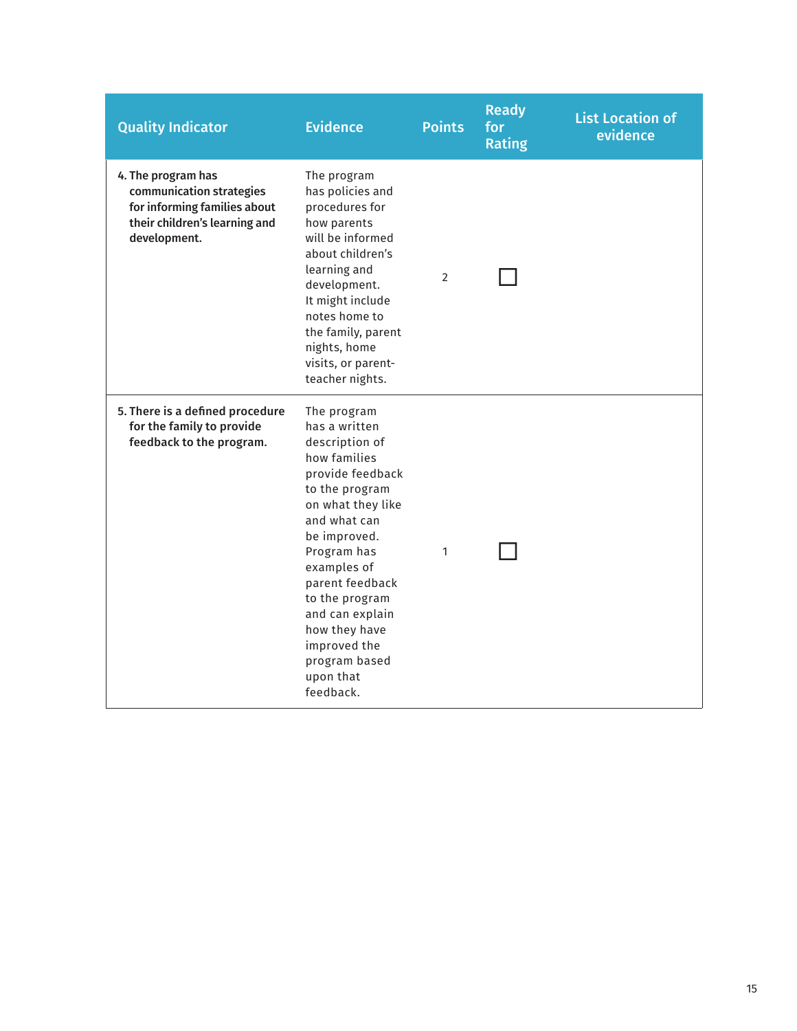| Quality Indicator | Evidence | Points | Ready for Rating | List Location of evidence |
|---|---|---|---|---|
| **4. The program has communication strategies for informing families about their children's learning and development.** | The program has policies and procedures for how parents will be informed about children's learning and development. It might include notes home to the family, parent nights, home visits, or parent-teacher nights. | 2 | ☐ | |
| **5. There is a defined procedure for the family to provide feedback to the program.** | The program has a written description of how families provide feedback to the program on what they like and what can be improved. Program has examples of parent feedback to the program and can explain how they have improved the program based upon that feedback. | 1 | ☐ | |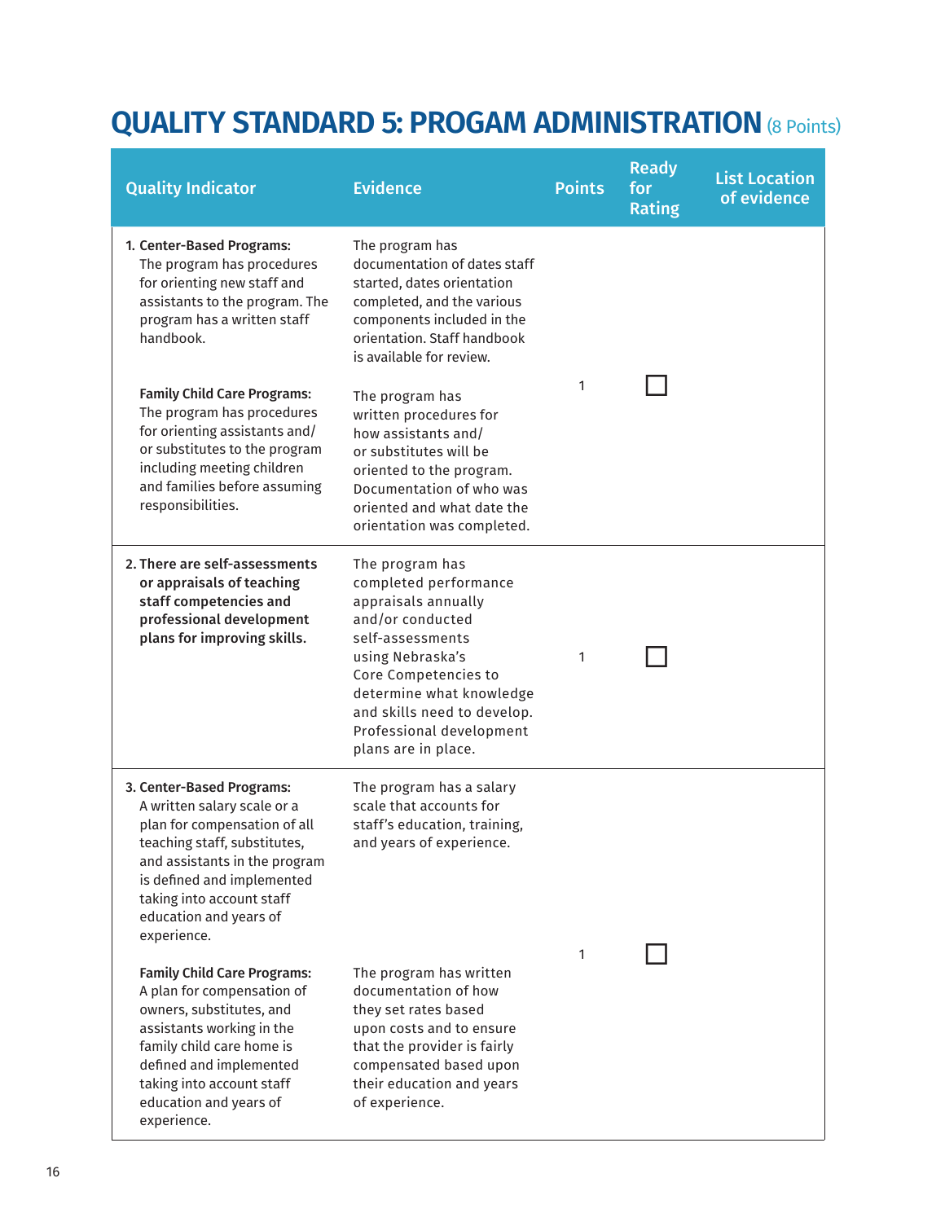# QUALITY STANDARD 5: PROGAM ADMINISTRATION (8 Points)

| Quality Indicator | Evidence | Points | Ready for Rating | List Location of evidence |
|---|---|---|---|---|
| 1. **Center-Based Programs:** The program has procedures for orienting new staff and assistants to the program. The program has a written staff handbook.<br><br>**Family Child Care Programs:** The program has procedures for orienting assistants and/or substitutes to the program including meeting children and families before assuming responsibilities. | The program has documentation of dates staff started, dates orientation completed, and the various components included in the orientation. Staff handbook is available for review.<br><br>The program has written procedures for how assistants and/or substitutes will be oriented to the program. Documentation of who was oriented and what date the orientation was completed. | 1 | ☐ | |
| 2. **There are self-assessments or appraisals of teaching staff competencies and professional development plans for improving skills.** | The program has completed performance appraisals annually and/or conducted self-assessments using Nebraska's Core Competencies to determine what knowledge and skills need to develop. Professional development plans are in place. | 1 | ☐ | |
| 3. **Center-Based Programs:** A written salary scale or a plan for compensation of all teaching staff, substitutes, and assistants in the program is defined and implemented taking into account staff education and years of experience.<br><br>**Family Child Care Programs:** A plan for compensation of owners, substitutes, and assistants working in the family child care home is defined and implemented taking into account staff education and years of experience. | The program has a salary scale that accounts for staff's education, training, and years of experience.<br><br>The program has written documentation of how they set rates based upon costs and to ensure that the provider is fairly compensated based upon their education and years of experience. | 1 | ☐ | |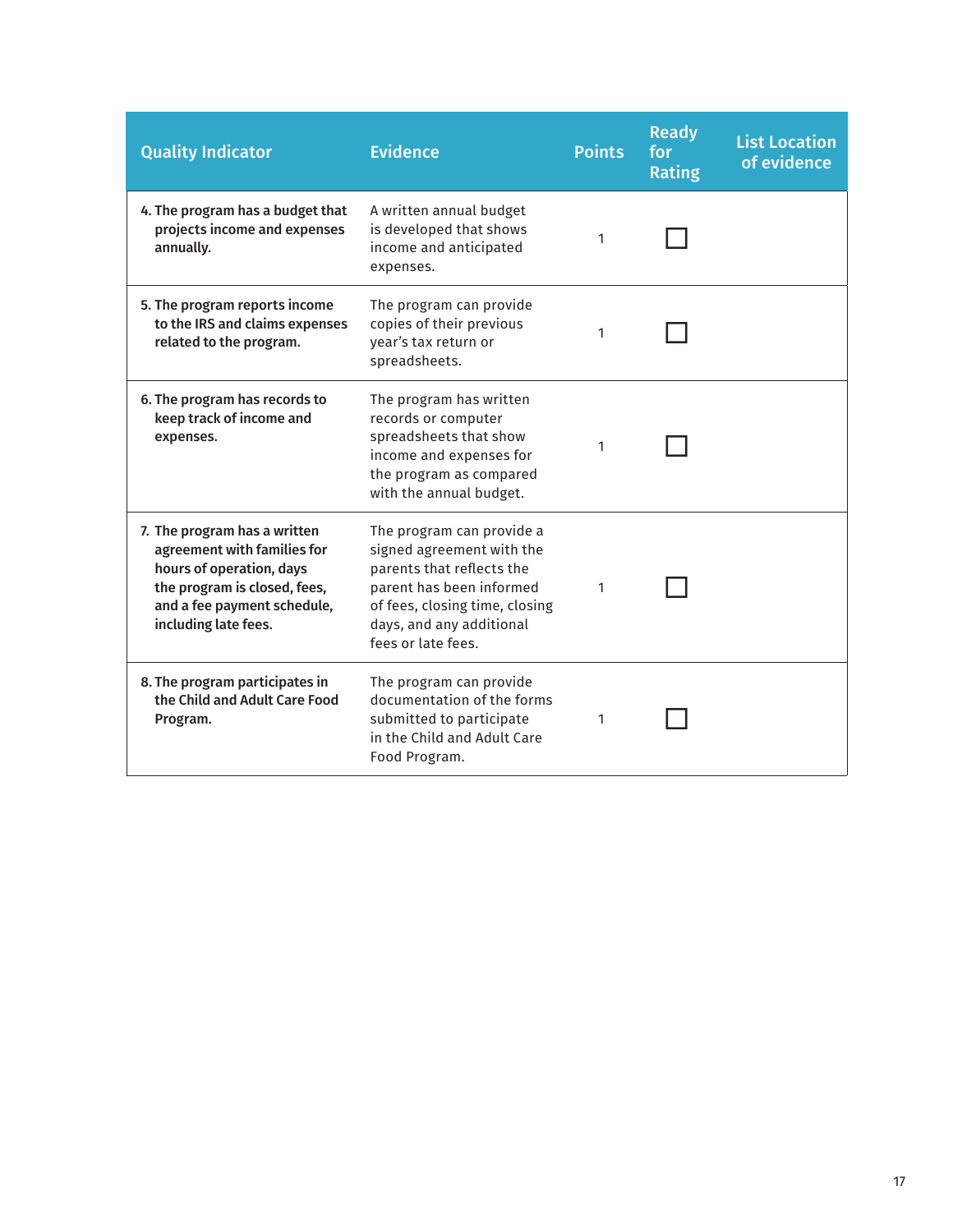| Quality Indicator | Evidence | Points | Ready for Rating | List Location of evidence |
|---|---|---|---|---|
| **4. The program has a budget that projects income and expenses annually.** | A written annual budget is developed that shows income and anticipated expenses. | 1 | ☐ | |
| **5. The program reports income to the IRS and claims expenses related to the program.** | The program can provide copies of their previous year's tax return or spreadsheets. | 1 | ☐ | |
| **6. The program has records to keep track of income and expenses.** | The program has written records or computer spreadsheets that show income and expenses for the program as compared with the annual budget. | 1 | ☐ | |
| **7. The program has a written agreement with families for hours of operation, days the program is closed, fees, and a fee payment schedule, including late fees.** | The program can provide a signed agreement with the parents that reflects the parent has been informed of fees, closing time, closing days, and any additional fees or late fees. | 1 | ☐ | |
| **8. The program participates in the Child and Adult Care Food Program.** | The program can provide documentation of the forms submitted to participate in the Child and Adult Care Food Program. | 1 | ☐ | |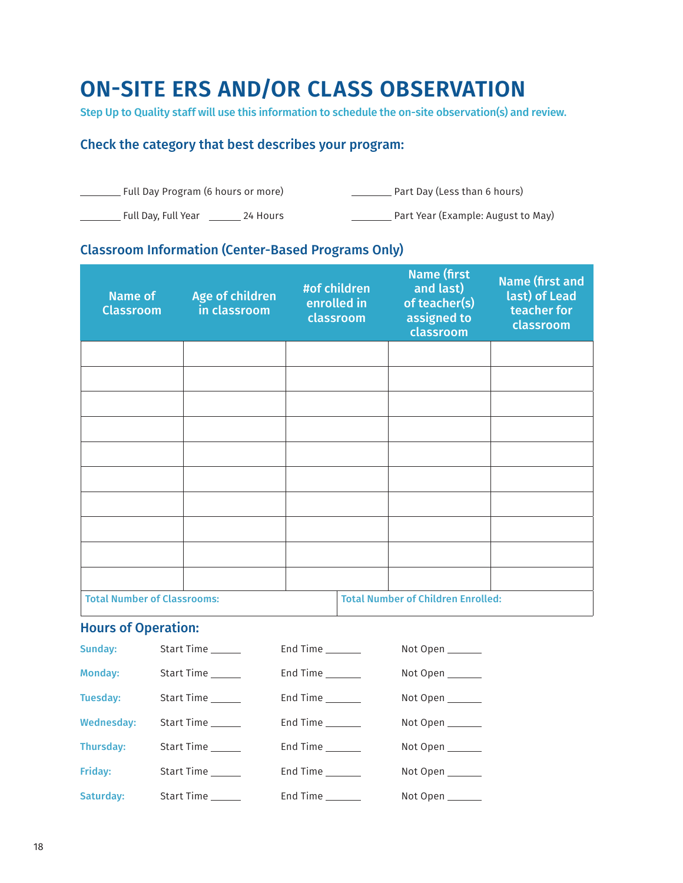# ON-SITE ERS AND/OR CLASS OBSERVATION

Step Up to Quality staff will use this information to schedule the on-site observation(s) and review.

### Check the category that best describes your program:

________ Full Day Program (6 hours or more)

________ Part Day (Less than 6 hours)

________ Full Day, Full Year ______ 24 Hours

________ Part Year (Example: August to May)

### Classroom Information (Center-Based Programs Only)

| Name of Classroom | Age of children in classroom | #of children enrolled in classroom | Name (first and last) of teacher(s) assigned to classroom | Name (first and last) of Lead teacher for classroom |
|---|---|---|---|---|
| | | | | |
| | | | | |
| | | | | |
| | | | | |
| | | | | |
| | | | | |
| | | | | |
| | | | | |
| | | | | |
| | | | | |
| **Total Number of Classrooms:** | | | **Total Number of Children Enrolled:** | |

### Hours of Operation:

| | | | |
|---|---|---|---|
| **Sunday:** | Start Time ______ | End Time ______ | Not Open ______ |
| **Monday:** | Start Time ______ | End Time ______ | Not Open ______ |
| **Tuesday:** | Start Time ______ | End Time ______ | Not Open ______ |
| **Wednesday:** | Start Time ______ | End Time ______ | Not Open ______ |
| **Thursday:** | Start Time ______ | End Time ______ | Not Open ______ |
| **Friday:** | Start Time ______ | End Time ______ | Not Open ______ |
| **Saturday:** | Start Time ______ | End Time ______ | Not Open ______ |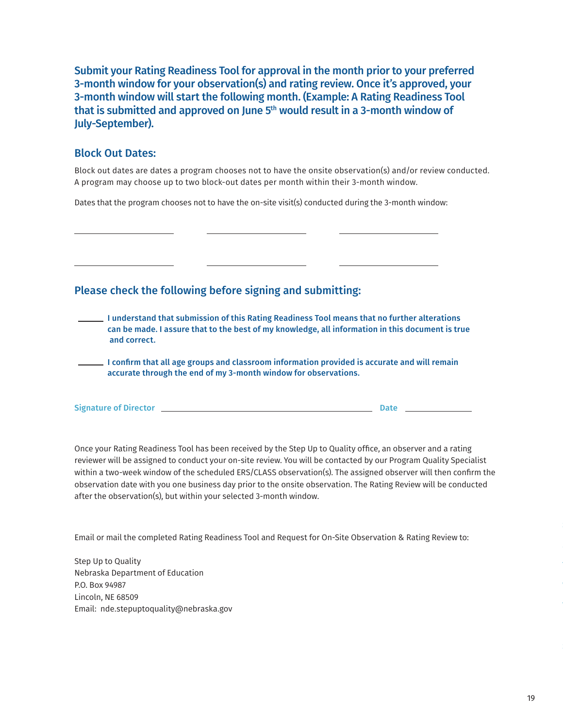**Submit your Rating Readiness Tool for approval in the month prior to your preferred 3-month window for your observation(s) and rating review. Once it's approved, your 3-month window will start the following month. (Example: A Rating Readiness Tool that is submitted and approved on June 5th would result in a 3-month window of July-September).**

## Block Out Dates:

Block out dates are dates a program chooses not to have the onsite observation(s) and/or review conducted. A program may choose up to two block-out dates per month within their 3-month window.

Dates that the program chooses not to have the on-site visit(s) conducted during the 3-month window:

\_\_\_\_\_\_\_\_\_\_\_\_\_\_\_\_\_\_\_\_ \_\_\_\_\_\_\_\_\_\_\_\_\_\_\_\_\_\_\_\_ \_\_\_\_\_\_\_\_\_\_\_\_\_\_\_\_\_\_\_\_

\_\_\_\_\_\_\_\_\_\_\_\_\_\_\_\_\_\_\_\_ \_\_\_\_\_\_\_\_\_\_\_\_\_\_\_\_\_\_\_\_ \_\_\_\_\_\_\_\_\_\_\_\_\_\_\_\_\_\_\_\_

## Please check the following before signing and submitting:

\_\_\_\_\_ **I understand that submission of this Rating Readiness Tool means that no further alterations can be made. I assure that to the best of my knowledge, all information in this document is true and correct.**

\_\_\_\_\_ **I confirm that all age groups and classroom information provided is accurate and will remain accurate through the end of my 3-month window for observations.**

**Signature of Director** \_\_\_\_\_\_\_\_\_\_\_\_\_\_\_\_\_\_\_\_\_\_\_\_\_\_\_\_\_\_\_\_\_\_\_\_\_\_\_\_ **Date** \_\_\_\_\_\_\_\_\_\_\_\_\_\_

Once your Rating Readiness Tool has been received by the Step Up to Quality office, an observer and a rating reviewer will be assigned to conduct your on-site review. You will be contacted by our Program Quality Specialist within a two-week window of the scheduled ERS/CLASS observation(s). The assigned observer will then confirm the observation date with you one business day prior to the onsite observation. The Rating Review will be conducted after the observation(s), but within your selected 3-month window.

Email or mail the completed Rating Readiness Tool and Request for On-Site Observation & Rating Review to:

Step Up to Quality  
Nebraska Department of Education  
P.O. Box 94987  
Lincoln, NE 68509  
Email: nde.stepuptoquality@nebraska.gov